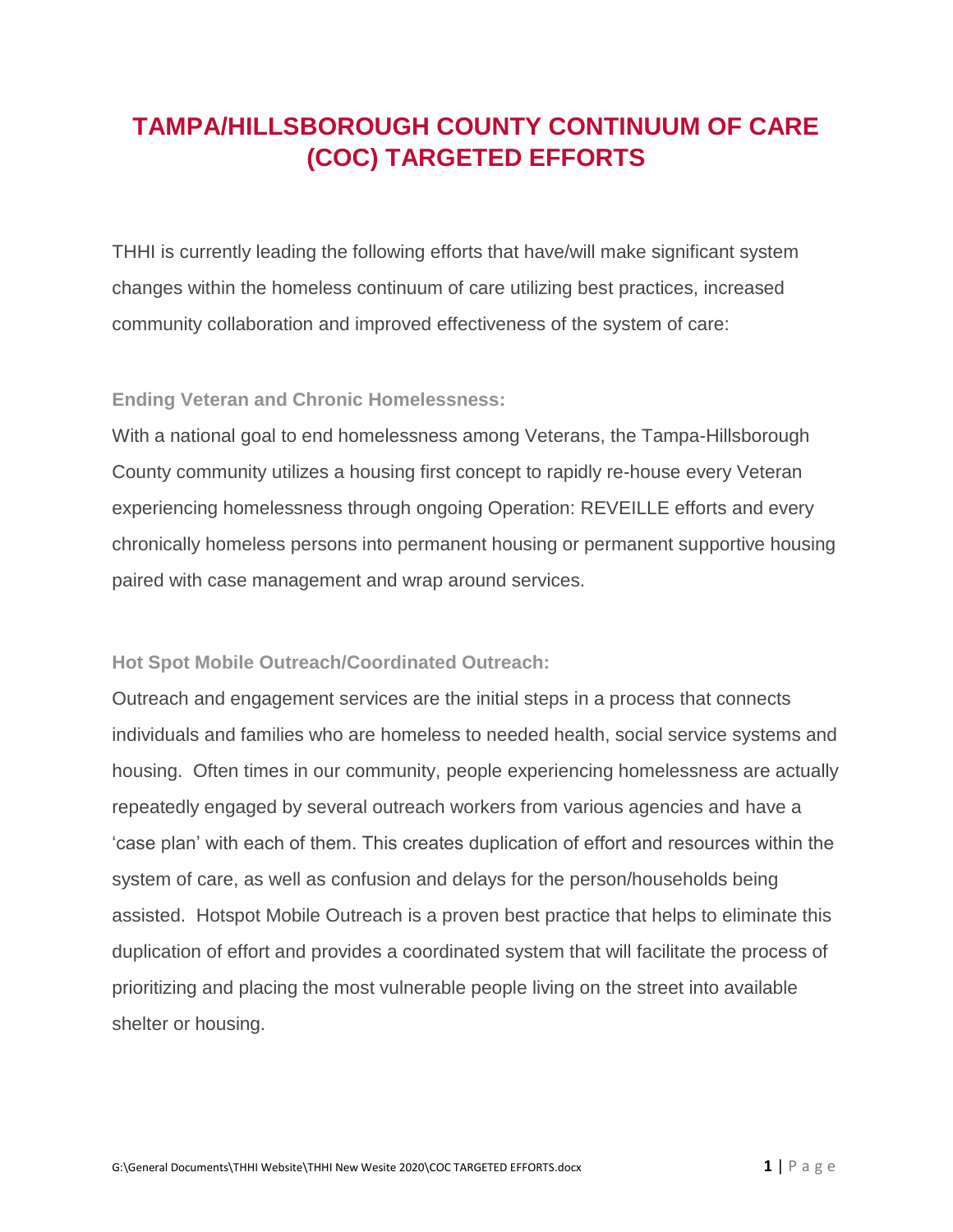# TAMPA/HILLSBOROUGH COUNTY CONTINUUM OF CARE (COC) TARGETED EFFORTS

THHI is currently leading the following efforts that have/will make significant system changes within the homeless continuum of care utilizing best practices, increased community collaboration and improved effectiveness of the system of care:

### Ending Veteran and Chronic Homelessness:

With a national goal to end homelessness among Veterans, the Tampa-Hillsborough County community utilizes a housing first concept to rapidly re-house every Veteran experiencing homelessness through ongoing Operation: REVEILLE efforts and every chronically homeless persons into permanent housing or permanent supportive housing paired with case management and wrap around services.

### Hot Spot Mobile Outreach/Coordinated Outreach:

Outreach and engagement services are the initial steps in a process that connects individuals and families who are homeless to needed health, social service systems and housing. Often times in our community, people experiencing homelessness are actually repeatedly engaged by several outreach workers from various agencies and have a 'case plan' with each of them. This creates duplication of effort and resources within the system of care, as well as confusion and delays for the person/households being assisted. Hotspot Mobile Outreach is a proven best practice that helps to eliminate this duplication of effort and provides a coordinated system that will facilitate the process of prioritizing and placing the most vulnerable people living on the street into available shelter or housing.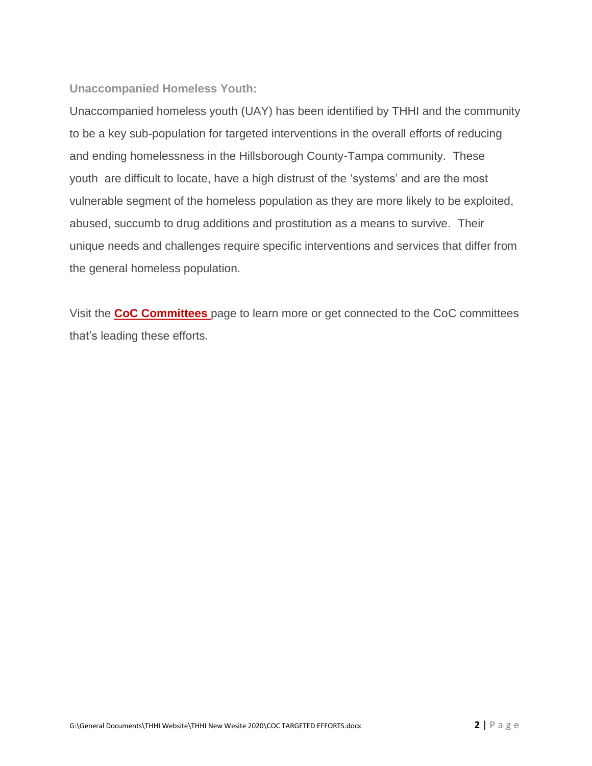### Unaccompanied Homeless Youth:

Unaccompanied homeless youth (UAY) has been identified by THHI and the community to be a key sub-population for targeted interventions in the overall efforts of reducing and ending homelessness in the Hillsborough County-Tampa community. These youth are difficult to locate, have a high distrust of the 'systems' and are the most vulnerable segment of the homeless population as they are more likely to be exploited, abused, succumb to drug additions and prostitution as a means to survive. Their unique needs and challenges require specific interventions and services that differ from the general homeless population.

Visit the **CoC Committees** page to learn more or get connected to the CoC committees that's leading these efforts.